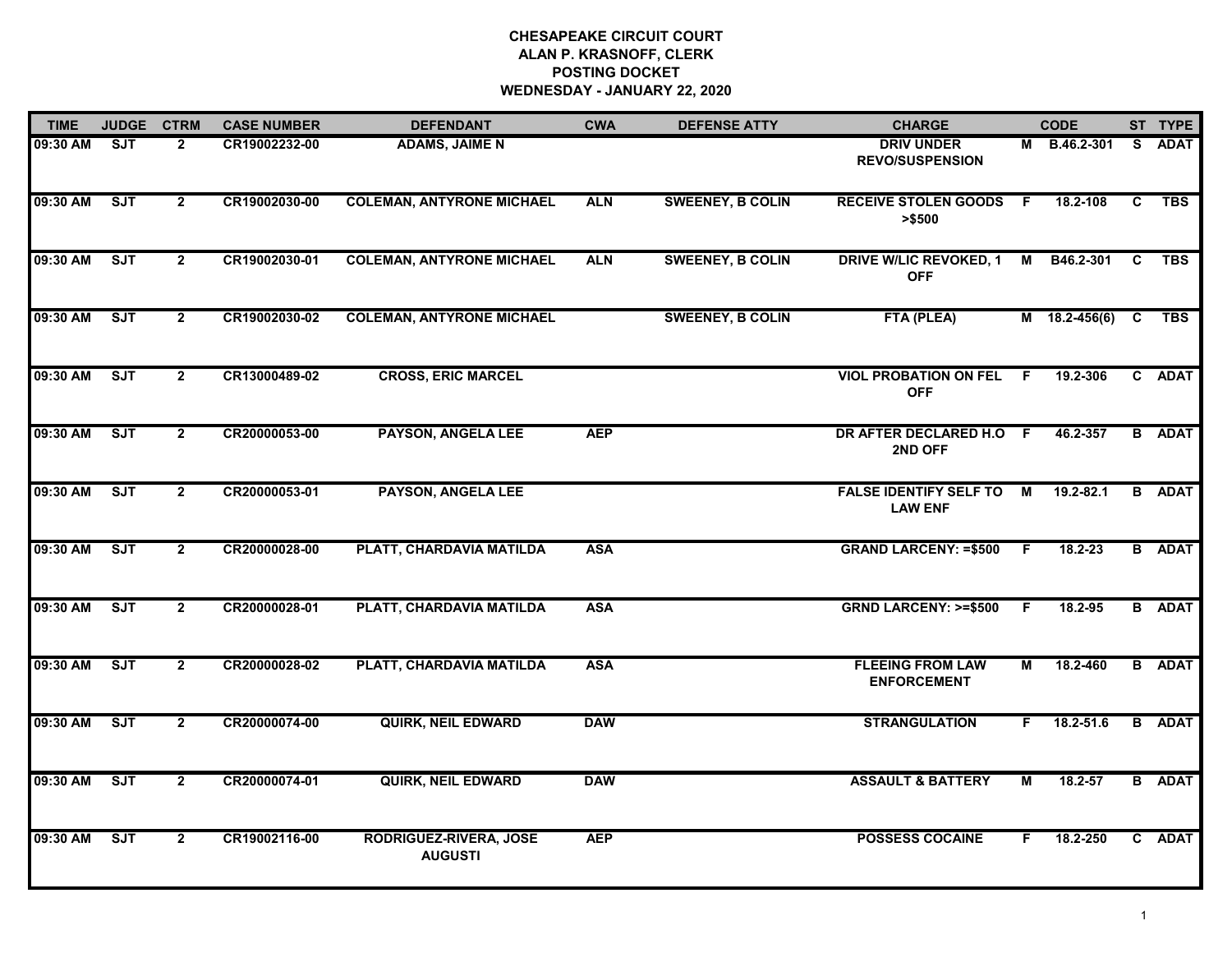**CHESAPEAKE CIRCUIT COURT**
**ALAN P. KRASNOFF, CLERK**
**POSTING DOCKET**
**WEDNESDAY - JANUARY 22, 2020**

| TIME | JUDGE | CTRM | CASE NUMBER | DEFENDANT | CWA | DEFENSE ATTY | CHARGE | | CODE | ST | TYPE |
|---|---|---|---|---|---|---|---|---|---|---|---|
| 09:30 AM | SJT | 2 | CR19002232-00 | ADAMS, JAIME N | | | DRIV UNDER REVO/SUSPENSION | M | B.46.2-301 | S | ADAT |
| 09:30 AM | SJT | 2 | CR19002030-00 | COLEMAN, ANTYRONE MICHAEL | ALN | SWEENEY, B COLIN | RECEIVE STOLEN GOODS >$500 | F | 18.2-108 | C | TBS |
| 09:30 AM | SJT | 2 | CR19002030-01 | COLEMAN, ANTYRONE MICHAEL | ALN | SWEENEY, B COLIN | DRIVE W/LIC REVOKED, 1 OFF | M | B46.2-301 | C | TBS |
| 09:30 AM | SJT | 2 | CR19002030-02 | COLEMAN, ANTYRONE MICHAEL | | SWEENEY, B COLIN | FTA (PLEA) | M | 18.2-456(6) | C | TBS |
| 09:30 AM | SJT | 2 | CR13000489-02 | CROSS, ERIC MARCEL | | | VIOL PROBATION ON FEL OFF | F | 19.2-306 | C | ADAT |
| 09:30 AM | SJT | 2 | CR20000053-00 | PAYSON, ANGELA LEE | AEP | | DR AFTER DECLARED H.O 2ND OFF | F | 46.2-357 | B | ADAT |
| 09:30 AM | SJT | 2 | CR20000053-01 | PAYSON, ANGELA LEE | | | FALSE IDENTIFY SELF TO LAW ENF | M | 19.2-82.1 | B | ADAT |
| 09:30 AM | SJT | 2 | CR20000028-00 | PLATT, CHARDAVIA MATILDA | ASA | | GRAND LARCENY: =$500 | F | 18.2-23 | B | ADAT |
| 09:30 AM | SJT | 2 | CR20000028-01 | PLATT, CHARDAVIA MATILDA | ASA | | GRND LARCENY: >=$500 | F | 18.2-95 | B | ADAT |
| 09:30 AM | SJT | 2 | CR20000028-02 | PLATT, CHARDAVIA MATILDA | ASA | | FLEEING FROM LAW ENFORCEMENT | M | 18.2-460 | B | ADAT |
| 09:30 AM | SJT | 2 | CR20000074-00 | QUIRK, NEIL EDWARD | DAW | | STRANGULATION | F | 18.2-51.6 | B | ADAT |
| 09:30 AM | SJT | 2 | CR20000074-01 | QUIRK, NEIL EDWARD | DAW | | ASSAULT & BATTERY | M | 18.2-57 | B | ADAT |
| 09:30 AM | SJT | 2 | CR19002116-00 | RODRIGUEZ-RIVERA, JOSE AUGUSTI | AEP | | POSSESS COCAINE | F | 18.2-250 | C | ADAT |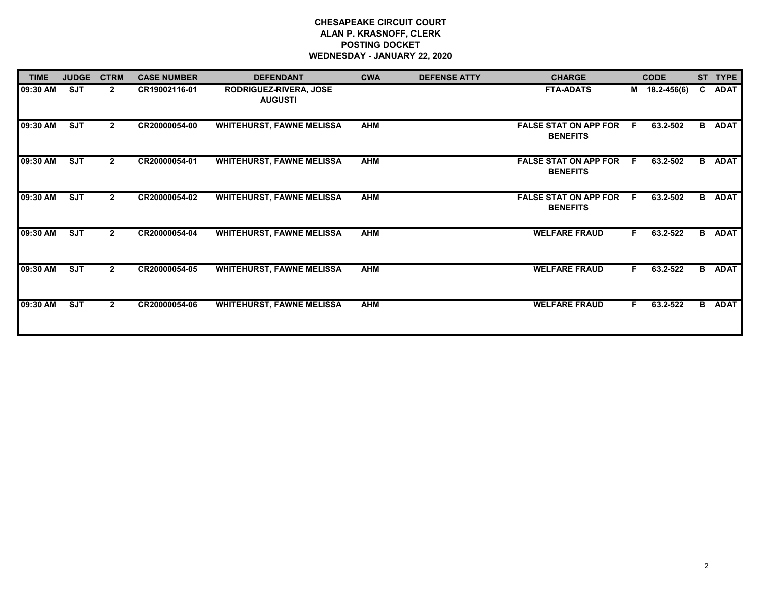**CHESAPEAKE CIRCUIT COURT**
**ALAN P. KRASNOFF, CLERK**
**POSTING DOCKET**
**WEDNESDAY - JANUARY 22, 2020**

| TIME | JUDGE | CTRM | CASE NUMBER | DEFENDANT | CWA | DEFENSE ATTY | CHARGE | | CODE | ST | TYPE |
|---|---|---|---|---|---|---|---|---|---|---|---|
| 09:30 AM | SJT | 2 | CR19002116-01 | RODRIGUEZ-RIVERA, JOSE AUGUSTI | | | FTA-ADATS | M | 18.2-456(6) | C | ADAT |
| 09:30 AM | SJT | 2 | CR20000054-00 | WHITEHURST, FAWNE MELISSA | AHM | | FALSE STAT ON APP FOR BENEFITS | F | 63.2-502 | B | ADAT |
| 09:30 AM | SJT | 2 | CR20000054-01 | WHITEHURST, FAWNE MELISSA | AHM | | FALSE STAT ON APP FOR BENEFITS | F | 63.2-502 | B | ADAT |
| 09:30 AM | SJT | 2 | CR20000054-02 | WHITEHURST, FAWNE MELISSA | AHM | | FALSE STAT ON APP FOR BENEFITS | F | 63.2-502 | B | ADAT |
| 09:30 AM | SJT | 2 | CR20000054-04 | WHITEHURST, FAWNE MELISSA | AHM | | WELFARE FRAUD | F | 63.2-522 | B | ADAT |
| 09:30 AM | SJT | 2 | CR20000054-05 | WHITEHURST, FAWNE MELISSA | AHM | | WELFARE FRAUD | F | 63.2-522 | B | ADAT |
| 09:30 AM | SJT | 2 | CR20000054-06 | WHITEHURST, FAWNE MELISSA | AHM | | WELFARE FRAUD | F | 63.2-522 | B | ADAT |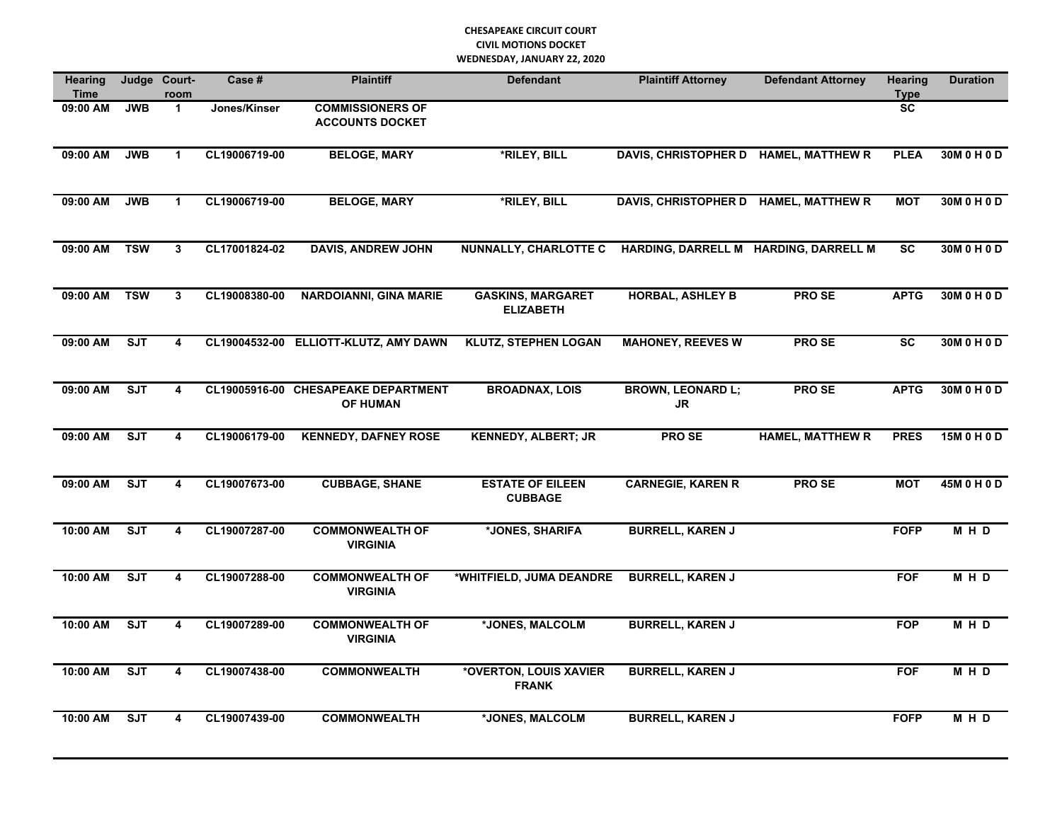**CHESAPEAKE CIRCUIT COURT**
**CIVIL MOTIONS DOCKET**
**WEDNESDAY, JANUARY 22, 2020**

| Hearing Time | Judge | Court-room | Case # | Plaintiff | Defendant | Plaintiff Attorney | Defendant Attorney | Hearing Type | Duration |
|---|---|---|---|---|---|---|---|---|---|
| 09:00 AM | JWB | 1 | Jones/Kinser | COMMISSIONERS OF ACCOUNTS DOCKET | | | | SC | |
| 09:00 AM | JWB | 1 | CL19006719-00 | BELOGE, MARY | *RILEY, BILL | DAVIS, CHRISTOPHER D | HAMEL, MATTHEW R | PLEA | 30M 0 H 0 D |
| 09:00 AM | JWB | 1 | CL19006719-00 | BELOGE, MARY | *RILEY, BILL | DAVIS, CHRISTOPHER D | HAMEL, MATTHEW R | MOT | 30M 0 H 0 D |
| 09:00 AM | TSW | 3 | CL17001824-02 | DAVIS, ANDREW JOHN | NUNNALLY, CHARLOTTE C | HARDING, DARRELL M | HARDING, DARRELL M | SC | 30M 0 H 0 D |
| 09:00 AM | TSW | 3 | CL19008380-00 | NARDOIANNI, GINA MARIE | GASKINS, MARGARET ELIZABETH | HORBAL, ASHLEY B | PRO SE | APTG | 30M 0 H 0 D |
| 09:00 AM | SJT | 4 | CL19004532-00 | ELLIOTT-KLUTZ, AMY DAWN | KLUTZ, STEPHEN LOGAN | MAHONEY, REEVES W | PRO SE | SC | 30M 0 H 0 D |
| 09:00 AM | SJT | 4 | CL19005916-00 | CHESAPEAKE DEPARTMENT OF HUMAN | BROADNAX, LOIS | BROWN, LEONARD L; JR | PRO SE | APTG | 30M 0 H 0 D |
| 09:00 AM | SJT | 4 | CL19006179-00 | KENNEDY, DAFNEY ROSE | KENNEDY, ALBERT; JR | PRO SE | HAMEL, MATTHEW R | PRES | 15M 0 H 0 D |
| 09:00 AM | SJT | 4 | CL19007673-00 | CUBBAGE, SHANE | ESTATE OF EILEEN CUBBAGE | CARNEGIE, KAREN R | PRO SE | MOT | 45M 0 H 0 D |
| 10:00 AM | SJT | 4 | CL19007287-00 | COMMONWEALTH OF VIRGINIA | *JONES, SHARIFA | BURRELL, KAREN J | | FOFP | M H D |
| 10:00 AM | SJT | 4 | CL19007288-00 | COMMONWEALTH OF VIRGINIA | *WHITFIELD, JUMA DEANDRE | BURRELL, KAREN J | | FOF | M H D |
| 10:00 AM | SJT | 4 | CL19007289-00 | COMMONWEALTH OF VIRGINIA | *JONES, MALCOLM | BURRELL, KAREN J | | FOP | M H D |
| 10:00 AM | SJT | 4 | CL19007438-00 | COMMONWEALTH | *OVERTON, LOUIS XAVIER FRANK | BURRELL, KAREN J | | FOF | M H D |
| 10:00 AM | SJT | 4 | CL19007439-00 | COMMONWEALTH | *JONES, MALCOLM | BURRELL, KAREN J | | FOFP | M H D |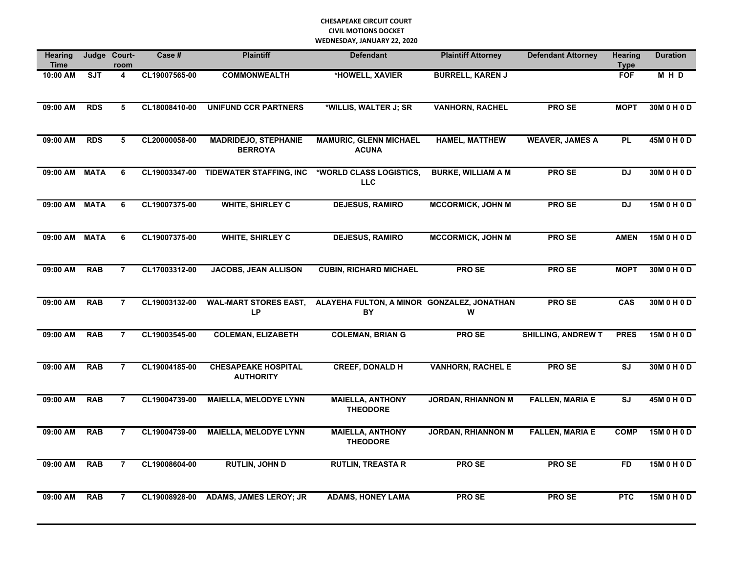**CHESAPEAKE CIRCUIT COURT**
**CIVIL MOTIONS DOCKET**
**WEDNESDAY, JANUARY 22, 2020**

| Hearing Time | Judge | Court-room | Case # | Plaintiff | Defendant | Plaintiff Attorney | Defendant Attorney | Hearing Type | Duration |
|---|---|---|---|---|---|---|---|---|---|
| 10:00 AM | SJT | 4 | CL19007565-00 | COMMONWEALTH | *HOWELL, XAVIER | BURRELL, KAREN J | | FOF | M H D |
| 09:00 AM | RDS | 5 | CL18008410-00 | UNIFUND CCR PARTNERS | *WILLIS, WALTER J; SR | VANHORN, RACHEL | PRO SE | MOPT | 30M 0 H 0 D |
| 09:00 AM | RDS | 5 | CL20000058-00 | MADRIDEJO, STEPHANIE BERROYA | MAMURIC, GLENN MICHAEL ACUNA | HAMEL, MATTHEW | WEAVER, JAMES A | PL | 45M 0 H 0 D |
| 09:00 AM | MATA | 6 | CL19003347-00 | TIDEWATER STAFFING, INC | *WORLD CLASS LOGISTICS, LLC | BURKE, WILLIAM A M | PRO SE | DJ | 30M 0 H 0 D |
| 09:00 AM | MATA | 6 | CL19007375-00 | WHITE, SHIRLEY C | DEJESUS, RAMIRO | MCCORMICK, JOHN M | PRO SE | DJ | 15M 0 H 0 D |
| 09:00 AM | MATA | 6 | CL19007375-00 | WHITE, SHIRLEY C | DEJESUS, RAMIRO | MCCORMICK, JOHN M | PRO SE | AMEN | 15M 0 H 0 D |
| 09:00 AM | RAB | 7 | CL17003312-00 | JACOBS, JEAN ALLISON | CUBIN, RICHARD MICHAEL | PRO SE | PRO SE | MOPT | 30M 0 H 0 D |
| 09:00 AM | RAB | 7 | CL19003132-00 | WAL-MART STORES EAST, LP | ALAYEHA FULTON, A MINOR BY | GONZALEZ, JONATHAN W | PRO SE | CAS | 30M 0 H 0 D |
| 09:00 AM | RAB | 7 | CL19003545-00 | COLEMAN, ELIZABETH | COLEMAN, BRIAN G | PRO SE | SHILLING, ANDREW T | PRES | 15M 0 H 0 D |
| 09:00 AM | RAB | 7 | CL19004185-00 | CHESAPEAKE HOSPITAL AUTHORITY | CREEF, DONALD H | VANHORN, RACHEL E | PRO SE | SJ | 30M 0 H 0 D |
| 09:00 AM | RAB | 7 | CL19004739-00 | MAIELLA, MELODYE LYNN | MAIELLA, ANTHONY THEODORE | JORDAN, RHIANNON M | FALLEN, MARIA E | SJ | 45M 0 H 0 D |
| 09:00 AM | RAB | 7 | CL19004739-00 | MAIELLA, MELODYE LYNN | MAIELLA, ANTHONY THEODORE | JORDAN, RHIANNON M | FALLEN, MARIA E | COMP | 15M 0 H 0 D |
| 09:00 AM | RAB | 7 | CL19008604-00 | RUTLIN, JOHN D | RUTLIN, TREASTA R | PRO SE | PRO SE | FD | 15M 0 H 0 D |
| 09:00 AM | RAB | 7 | CL19008928-00 | ADAMS, JAMES LEROY; JR | ADAMS, HONEY LAMA | PRO SE | PRO SE | PTC | 15M 0 H 0 D |